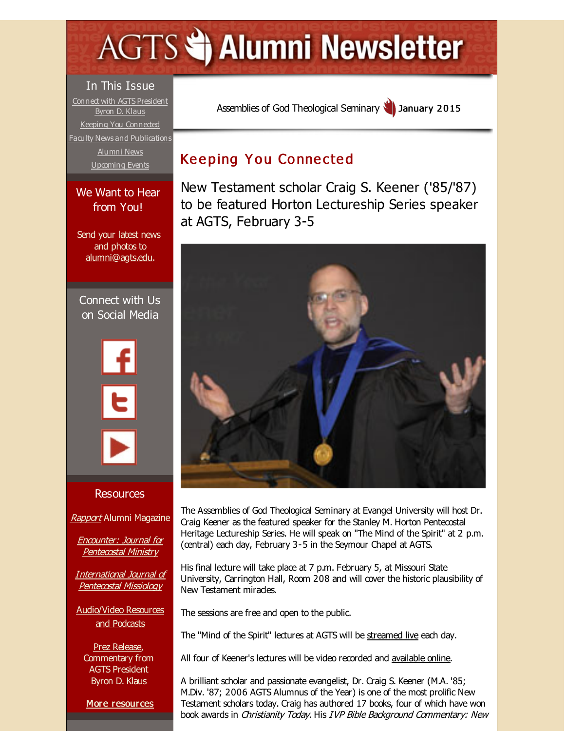# AGTS Alumni Newsletter

## In This Issue

- Connect with AGTS President Byron D. Klaus
- Keeping You Connected
- Faculty News and Publications
- Alumni News
- Upcoming Events

## We Want to Hear from You!

Send your latest news and photos to alumni@agts.edu.

## Connect with Us on Social Media

## Resources

*Rapport* Alumni Magazine

*Encounter: Journal for Pentecostal Ministry*

*International Journal of Pentecostal Missiology*

Audio/Video Resources and Podcasts

Prez Release, Commentary from AGTS President Byron D. Klaus

**More resources**

Assemblies of God Theological Seminary **January 2015**

## Keeping You Connected

### New Testament scholar Craig S. Keener ('85/'87) to be featured Horton Lectureship Series speaker at AGTS, February 3-5

The Assemblies of God Theological Seminary at Evangel University will host Dr. Craig Keener as the featured speaker for the Stanley M. Horton Pentecostal Heritage Lectureship Series. He will speak on "The Mind of the Spirit" at 2 p.m. (central) each day, February 3-5 in the Seymour Chapel at AGTS.

His final lecture will take place at 7 p.m. February 5, at Missouri State University, Carrington Hall, Room 208 and will cover the historic plausibility of New Testament miracles.

The sessions are free and open to the public.

The "Mind of the Spirit" lectures at AGTS will be streamed live each day.

All four of Keener's lectures will be video recorded and available online.

A brilliant scholar and passionate evangelist, Dr. Craig S. Keener (M.A. '85; M.Div. '87; 2006 AGTS Alumnus of the Year) is one of the most prolific New Testament scholars today. Craig has authored 17 books, four of which have won book awards in *Christianity Today*. His *IVP Bible Background Commentary: New*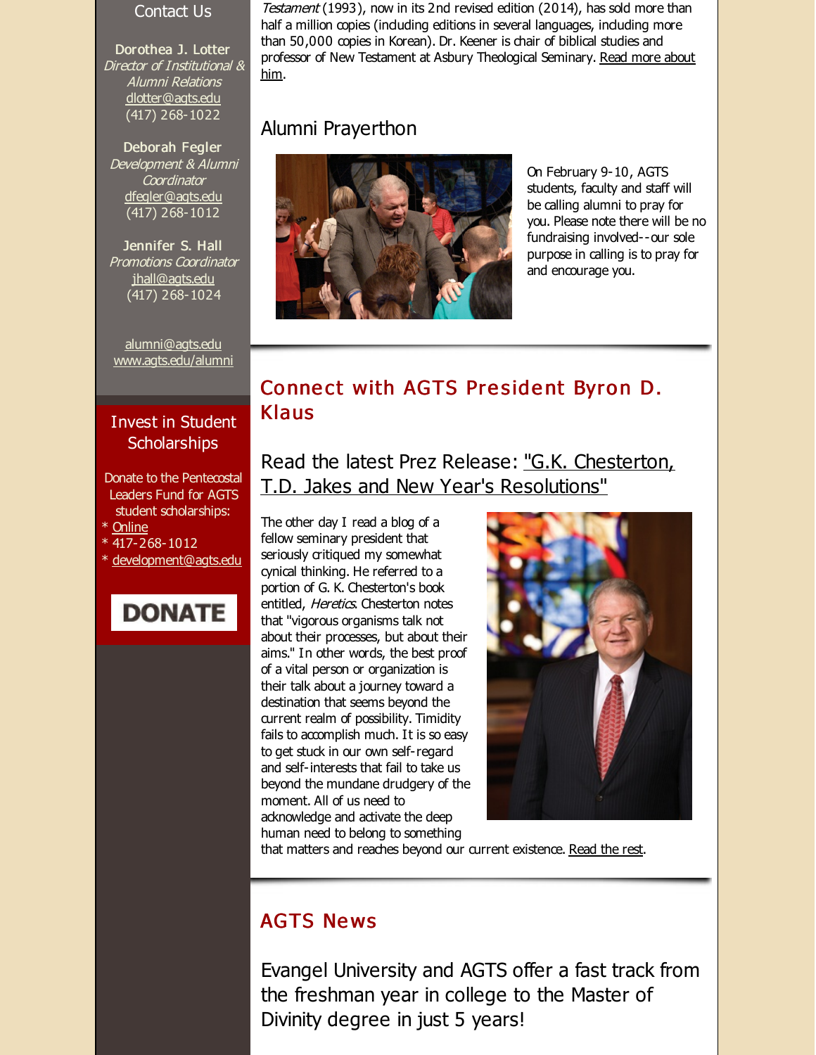## Contact Us

**Dorothea J. Lotter**
*Director of Institutional & Alumni Relations*
dlotter@agts.edu
(417) 268-1022

**Deborah Fegler**
*Development & Alumni Coordinator*
dfegler@agts.edu
(417) 268-1012

**Jennifer S. Hall**
*Promotions Coordinator*
jhall@agts.edu
(417) 268-1024

alumni@agts.edu
www.agts.edu/alumni

## Invest in Student Scholarships

Donate to the Pentecostal Leaders Fund for AGTS student scholarships:

* Online
* 417-268-1012
* development@agts.edu

DONATE

*Testament* (1993), now in its 2nd revised edition (2014), has sold more than half a million copies (including editions in several languages, including more than 50,000 copies in Korean). Dr. Keener is chair of biblical studies and professor of New Testament at Asbury Theological Seminary. Read more about him.

### Alumni Prayerthon

On February 9-10, AGTS students, faculty and staff will be calling alumni to pray for you. Please note there will be no fundraising involved--our sole purpose in calling is to pray for and encourage you.

## Connect with AGTS President Byron D. Klaus

### Read the latest Prez Release: "G.K. Chesterton, T.D. Jakes and New Year's Resolutions"

The other day I read a blog of a fellow seminary president that seriously critiqued my somewhat cynical thinking. He referred to a portion of G. K. Chesterton's book entitled, *Heretics*. Chesterton notes that "vigorous organisms talk not about their processes, but about their aims." In other words, the best proof of a vital person or organization is their talk about a journey toward a destination that seems beyond the current realm of possibility. Timidity fails to accomplish much. It is so easy to get stuck in our own self-regard and self-interests that fail to take us beyond the mundane drudgery of the moment. All of us need to acknowledge and activate the deep human need to belong to something that matters and reaches beyond our current existence. Read the rest.

## AGTS News

### Evangel University and AGTS offer a fast track from the freshman year in college to the Master of Divinity degree in just 5 years!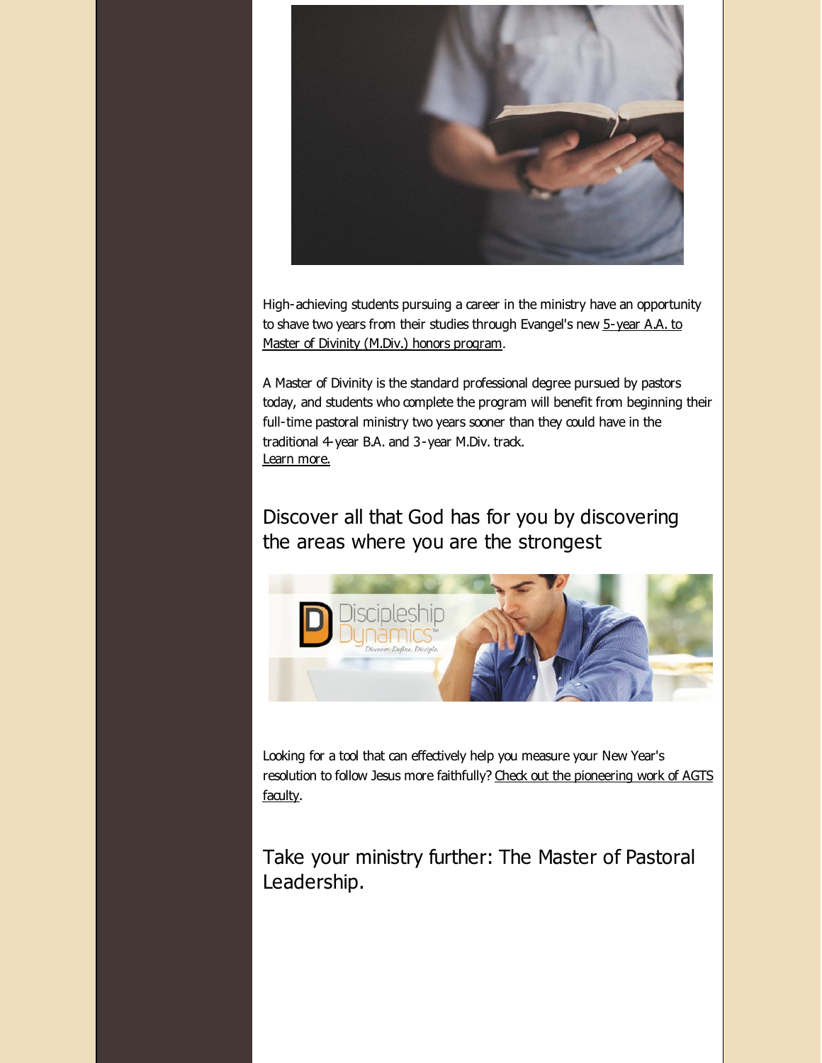High-achieving students pursuing a career in the ministry have an opportunity to shave two years from their studies through Evangel's new 5-year A.A. to Master of Divinity (M.Div.) honors program.

A Master of Divinity is the standard professional degree pursued by pastors today, and students who complete the program will benefit from beginning their full-time pastoral ministry two years sooner than they could have in the traditional 4-year B.A. and 3-year M.Div. track.
Learn more.

## Discover all that God has for you by discovering the areas where you are the strongest

Looking for a tool that can effectively help you measure your New Year's resolution to follow Jesus more faithfully? Check out the pioneering work of AGTS faculty.

## Take your ministry further: The Master of Pastoral Leadership.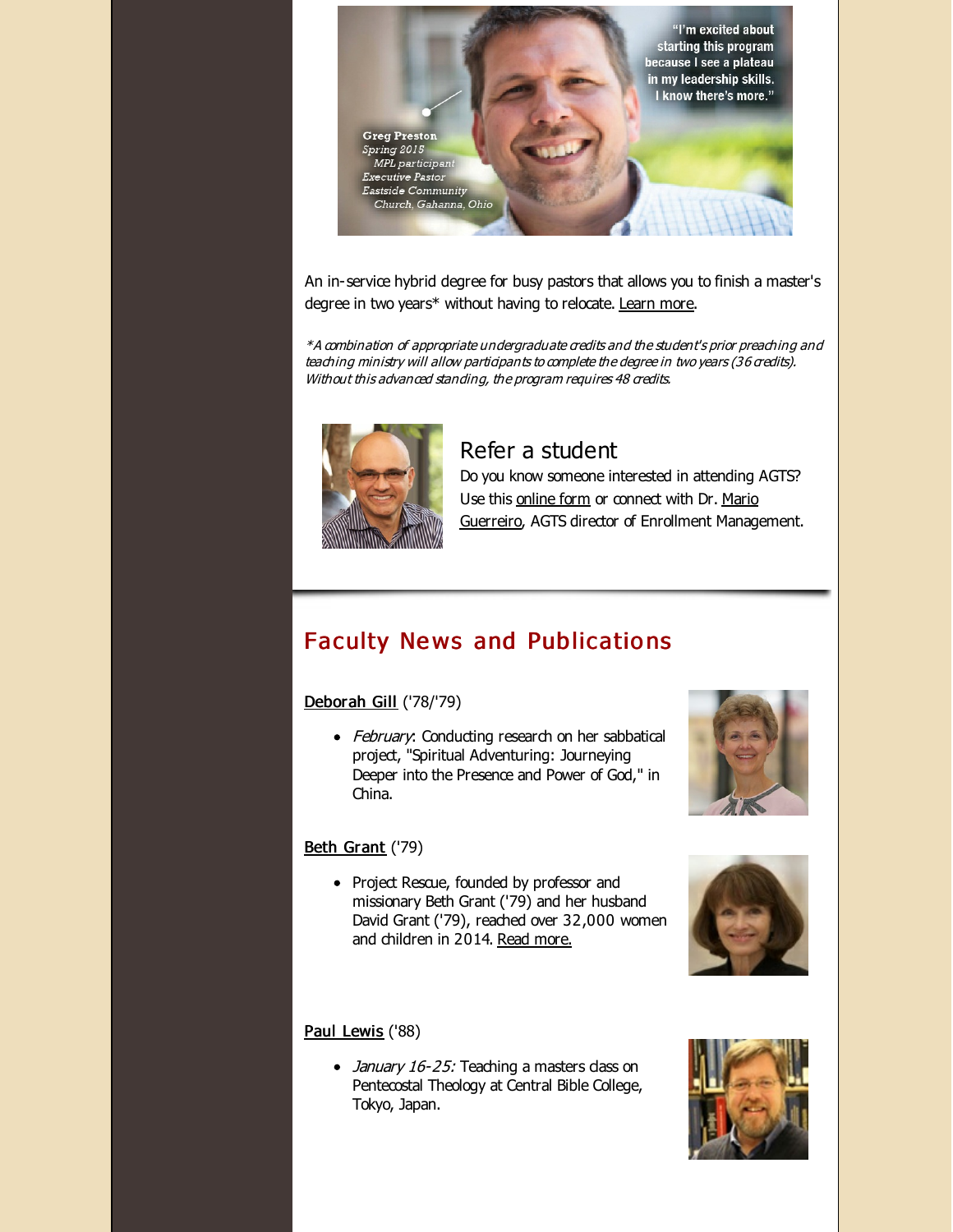"I'm excited about starting this program because I see a plateau in my leadership skills. I know there's more."

Greg Preston
*Spring 2015*
*MPL participant*
*Executive Pastor*
*Eastside Community Church, Gahanna, Ohio*

An in-service hybrid degree for busy pastors that allows you to finish a master's degree in two years* without having to relocate. Learn more.

*\*A combination of appropriate undergraduate credits and the student's prior preaching and teaching ministry will allow participants to complete the degree in two years (36 credits). Without this advanced standing, the program requires 48 credits.*

## Refer a student

Do you know someone interested in attending AGTS? Use this online form or connect with Dr. Mario Guerreiro, AGTS director of Enrollment Management.

## Faculty News and Publications

**Deborah Gill** ('78/'79)

- *February*: Conducting research on her sabbatical project, "Spiritual Adventuring: Journeying Deeper into the Presence and Power of God," in China.

**Beth Grant** ('79)

- Project Rescue, founded by professor and missionary Beth Grant ('79) and her husband David Grant ('79), reached over 32,000 women and children in 2014. Read more.

**Paul Lewis** ('88)

- *January 16-25:* Teaching a masters class on Pentecostal Theology at Central Bible College, Tokyo, Japan.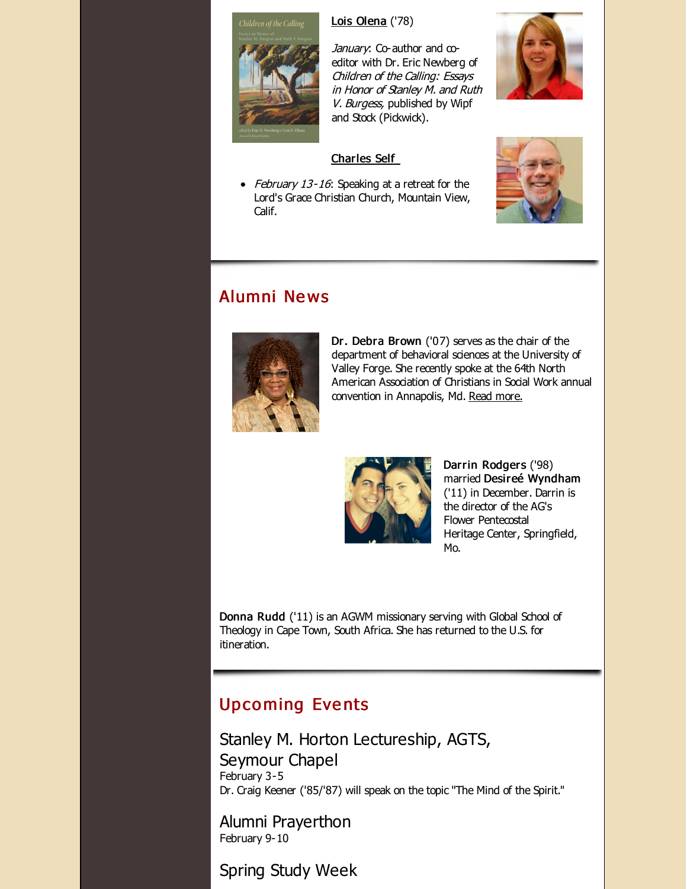**Lois Olena** ('78)

*January*: Co-author and co-editor with Dr. Eric Newberg of *Children of the Calling: Essays in Honor of Stanley M. and Ruth V. Burgess*, published by Wipf and Stock (Pickwick).

**Charles Self**

- *February 13-16*: Speaking at a retreat for the Lord's Grace Christian Church, Mountain View, Calif.

## Alumni News

**Dr. Debra Brown** ('07) serves as the chair of the department of behavioral sciences at the University of Valley Forge. She recently spoke at the 64th North American Association of Christians in Social Work annual convention in Annapolis, Md. Read more.

**Darrin Rodgers** ('98) married **Desireé Wyndham** ('11) in December. Darrin is the director of the AG's Flower Pentecostal Heritage Center, Springfield, Mo.

**Donna Rudd** ('11) is an AGWM missionary serving with Global School of Theology in Cape Town, South Africa. She has returned to the U.S. for itineration.

## Upcoming Events

### Stanley M. Horton Lectureship, AGTS, Seymour Chapel

February 3-5

Dr. Craig Keener ('85/'87) will speak on the topic "The Mind of the Spirit."

### Alumni Prayerthon

February 9-10

### Spring Study Week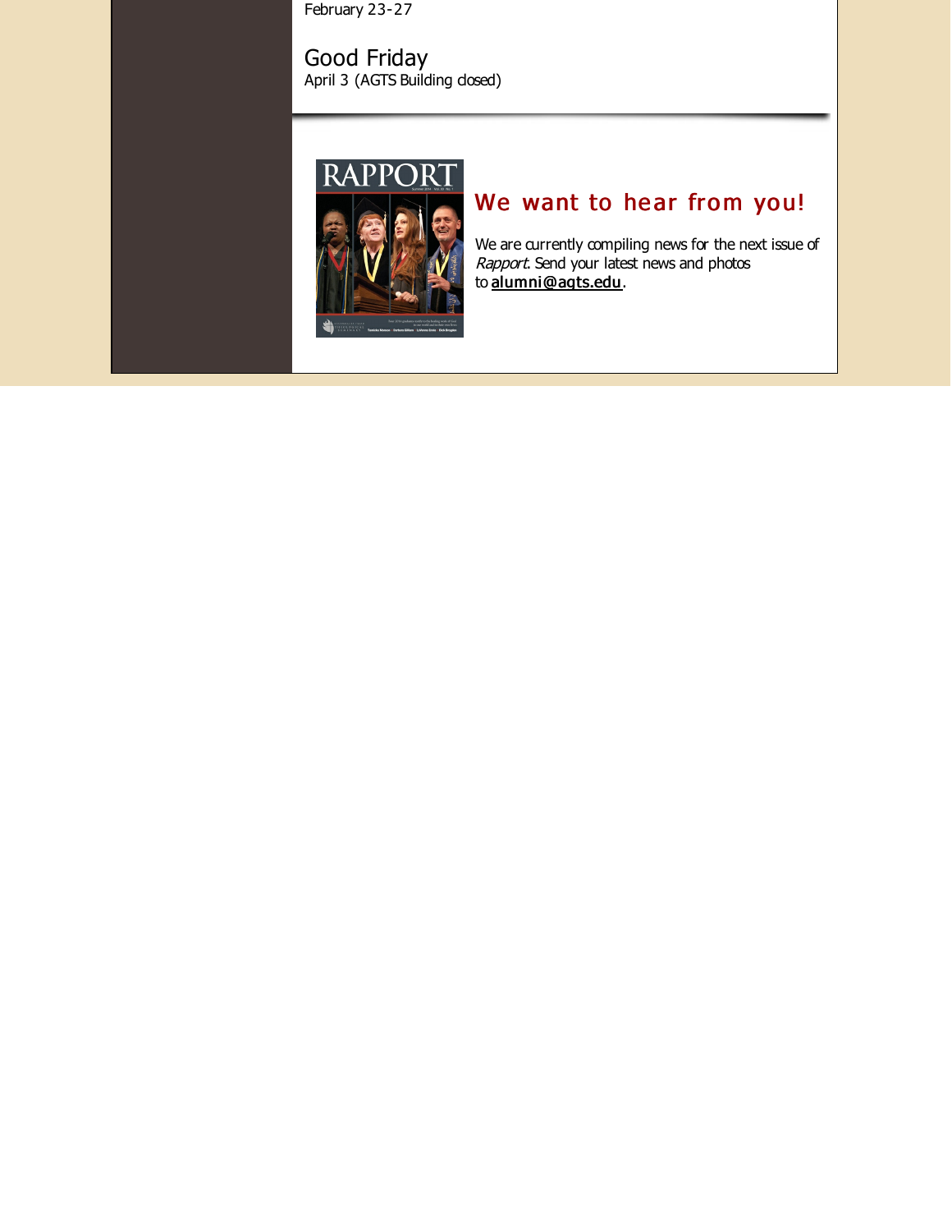February 23-27

## Good Friday
April 3 (AGTS Building closed)

## We want to hear from you!

We are currently compiling news for the next issue of *Rapport*. Send your latest news and photos to **alumni@agts.edu**.